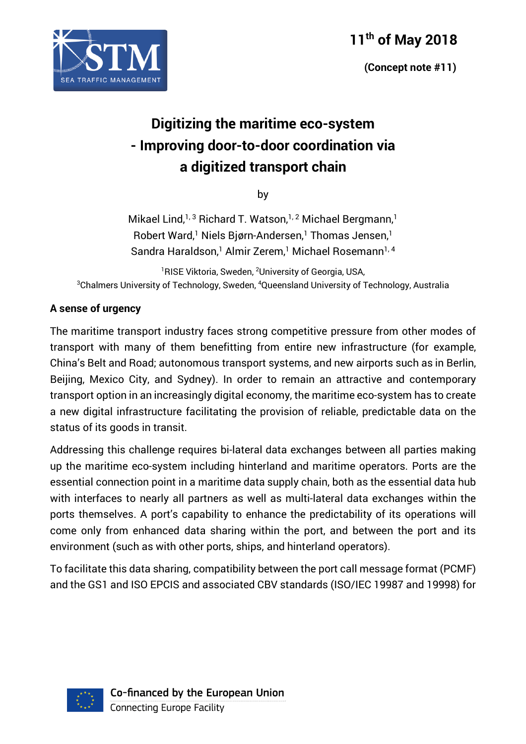11th of May 2018

(Concept note #11)

# Digitizing the maritime eco-system - Improving door-to-door coordination via a digitized transport chain

by

Mikael Lind,[1,3] Richard T. Watson,[1,2] Michael Bergmann,[1] Robert Ward,[1] Niels Bjørn-Andersen,[1] Thomas Jensen,[1] Sandra Haraldson,[1] Almir Zerem,[1] Michael Rosemann[1,4]

[1]RISE Viktoria, Sweden, [2]University of Georgia, USA, [3]Chalmers University of Technology, Sweden, [4]Queensland University of Technology, Australia

**A sense of urgency**

The maritime transport industry faces strong competitive pressure from other modes of transport with many of them benefitting from entire new infrastructure (for example, China's Belt and Road; autonomous transport systems, and new airports such as in Berlin, Beijing, Mexico City, and Sydney). In order to remain an attractive and contemporary transport option in an increasingly digital economy, the maritime eco-system has to create a new digital infrastructure facilitating the provision of reliable, predictable data on the status of its goods in transit.

Addressing this challenge requires bi-lateral data exchanges between all parties making up the maritime eco-system including hinterland and maritime operators. Ports are the essential connection point in a maritime data supply chain, both as the essential data hub with interfaces to nearly all partners as well as multi-lateral data exchanges within the ports themselves. A port's capability to enhance the predictability of its operations will come only from enhanced data sharing within the port, and between the port and its environment (such as with other ports, ships, and hinterland operators).

To facilitate this data sharing, compatibility between the port call message format (PCMF) and the GS1 and ISO EPCIS and associated CBV standards (ISO/IEC 19987 and 19998) for

Co-financed by the European Union
Connecting Europe Facility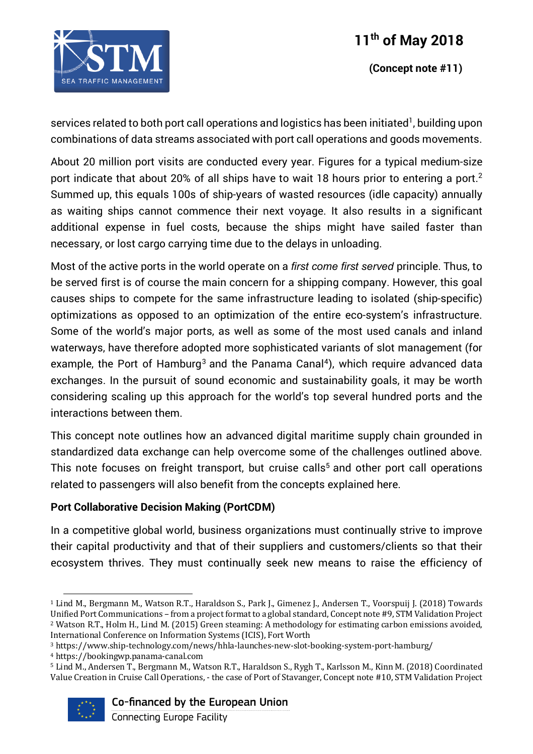services related to both port call operations and logistics has been initiated[1], building upon combinations of data streams associated with port call operations and goods movements.

About 20 million port visits are conducted every year. Figures for a typical medium-size port indicate that about 20% of all ships have to wait 18 hours prior to entering a port.[2] Summed up, this equals 100s of ship-years of wasted resources (idle capacity) annually as waiting ships cannot commence their next voyage. It also results in a significant additional expense in fuel costs, because the ships might have sailed faster than necessary, or lost cargo carrying time due to the delays in unloading.

Most of the active ports in the world operate on a *first come first served* principle. Thus, to be served first is of course the main concern for a shipping company. However, this goal causes ships to compete for the same infrastructure leading to isolated (ship-specific) optimizations as opposed to an optimization of the entire eco-system's infrastructure. Some of the world's major ports, as well as some of the most used canals and inland waterways, have therefore adopted more sophisticated variants of slot management (for example, the Port of Hamburg[3] and the Panama Canal[4]), which require advanced data exchanges. In the pursuit of sound economic and sustainability goals, it may be worth considering scaling up this approach for the world's top several hundred ports and the interactions between them.

This concept note outlines how an advanced digital maritime supply chain grounded in standardized data exchange can help overcome some of the challenges outlined above. This note focuses on freight transport, but cruise calls[5] and other port call operations related to passengers will also benefit from the concepts explained here.

**Port Collaborative Decision Making (PortCDM)**

In a competitive global world, business organizations must continually strive to improve their capital productivity and that of their suppliers and customers/clients so that their ecosystem thrives. They must continually seek new means to raise the efficiency of

---

[1] Lind M., Bergmann M., Watson R.T., Haraldson S., Park J., Gimenez J., Andersen T., Voorspuij J. (2018) Towards Unified Port Communications – from a project format to a global standard, Concept note #9, STM Validation Project

[2] Watson R.T., Holm H., Lind M. (2015) Green steaming: A methodology for estimating carbon emissions avoided, International Conference on Information Systems (ICIS), Fort Worth

[3] https://www.ship-technology.com/news/hhla-launches-new-slot-booking-system-port-hamburg/

[4] https://bookingwp.panama-canal.com

[5] Lind M., Andersen T., Bergmann M., Watson R.T., Haraldson S., Rygh T., Karlsson M., Kinn M. (2018) Coordinated Value Creation in Cruise Call Operations, - the case of Port of Stavanger, Concept note #10, STM Validation Project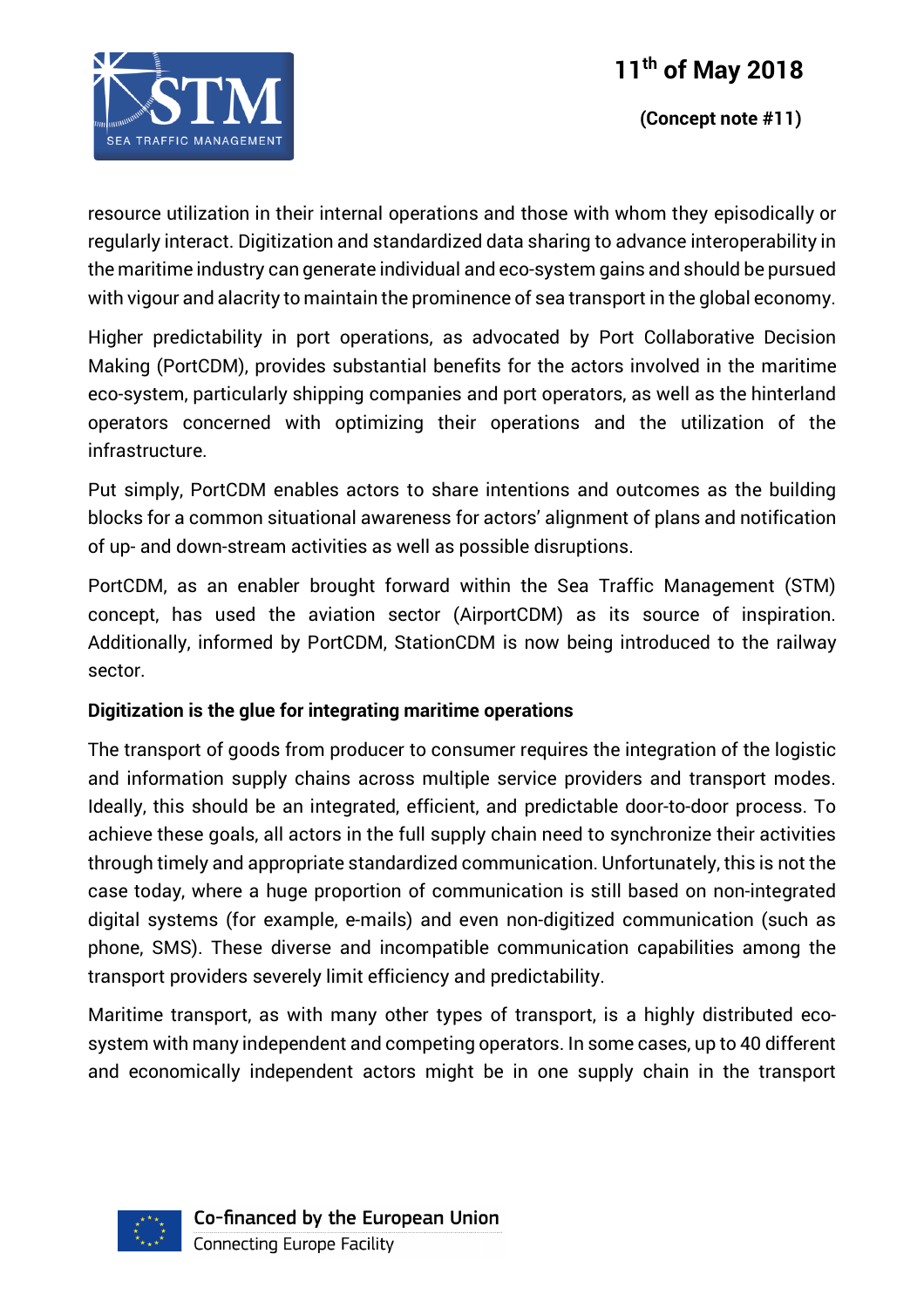resource utilization in their internal operations and those with whom they episodically or regularly interact. Digitization and standardized data sharing to advance interoperability in the maritime industry can generate individual and eco-system gains and should be pursued with vigour and alacrity to maintain the prominence of sea transport in the global economy.

Higher predictability in port operations, as advocated by Port Collaborative Decision Making (PortCDM), provides substantial benefits for the actors involved in the maritime eco-system, particularly shipping companies and port operators, as well as the hinterland operators concerned with optimizing their operations and the utilization of the infrastructure.

Put simply, PortCDM enables actors to share intentions and outcomes as the building blocks for a common situational awareness for actors' alignment of plans and notification of up- and down-stream activities as well as possible disruptions.

PortCDM, as an enabler brought forward within the Sea Traffic Management (STM) concept, has used the aviation sector (AirportCDM) as its source of inspiration. Additionally, informed by PortCDM, StationCDM is now being introduced to the railway sector.

**Digitization is the glue for integrating maritime operations**

The transport of goods from producer to consumer requires the integration of the logistic and information supply chains across multiple service providers and transport modes. Ideally, this should be an integrated, efficient, and predictable door-to-door process. To achieve these goals, all actors in the full supply chain need to synchronize their activities through timely and appropriate standardized communication. Unfortunately, this is not the case today, where a huge proportion of communication is still based on non-integrated digital systems (for example, e-mails) and even non-digitized communication (such as phone, SMS). These diverse and incompatible communication capabilities among the transport providers severely limit efficiency and predictability.

Maritime transport, as with many other types of transport, is a highly distributed eco-system with many independent and competing operators. In some cases, up to 40 different and economically independent actors might be in one supply chain in the transport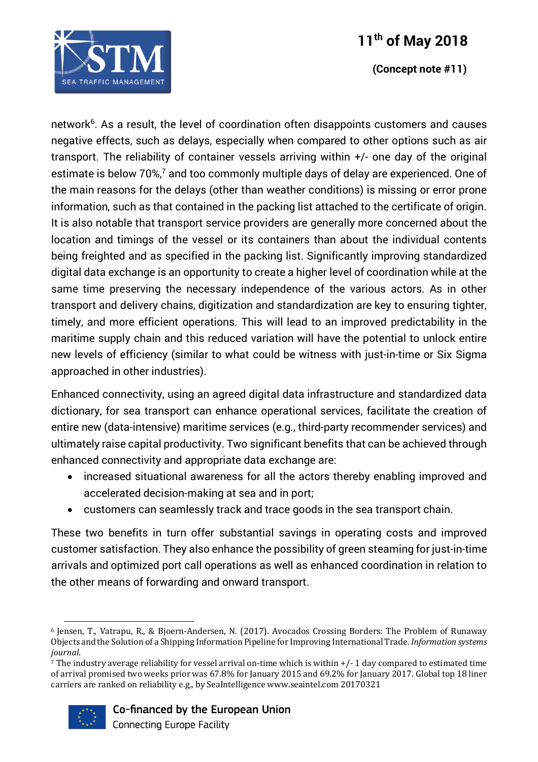network[6]. As a result, the level of coordination often disappoints customers and causes negative effects, such as delays, especially when compared to other options such as air transport. The reliability of container vessels arriving within +/- one day of the original estimate is below 70%,[7] and too commonly multiple days of delay are experienced. One of the main reasons for the delays (other than weather conditions) is missing or error prone information, such as that contained in the packing list attached to the certificate of origin. It is also notable that transport service providers are generally more concerned about the location and timings of the vessel or its containers than about the individual contents being freighted and as specified in the packing list. Significantly improving standardized digital data exchange is an opportunity to create a higher level of coordination while at the same time preserving the necessary independence of the various actors. As in other transport and delivery chains, digitization and standardization are key to ensuring tighter, timely, and more efficient operations. This will lead to an improved predictability in the maritime supply chain and this reduced variation will have the potential to unlock entire new levels of efficiency (similar to what could be witness with just-in-time or Six Sigma approached in other industries).

Enhanced connectivity, using an agreed digital data infrastructure and standardized data dictionary, for sea transport can enhance operational services, facilitate the creation of entire new (data-intensive) maritime services (e.g., third-party recommender services) and ultimately raise capital productivity. Two significant benefits that can be achieved through enhanced connectivity and appropriate data exchange are:

- increased situational awareness for all the actors thereby enabling improved and accelerated decision-making at sea and in port;
- customers can seamlessly track and trace goods in the sea transport chain.

These two benefits in turn offer substantial savings in operating costs and improved customer satisfaction. They also enhance the possibility of green steaming for just-in-time arrivals and optimized port call operations as well as enhanced coordination in relation to the other means of forwarding and onward transport.

---

[6] Jensen, T., Vatrapu, R., & Bjoern-Andersen, N. (2017). Avocados Crossing Borders: The Problem of Runaway Objects and the Solution of a Shipping Information Pipeline for Improving International Trade. *Information systems journal*.

[7] The industry average reliability for vessel arrival on-time which is within +/- 1 day compared to estimated time of arrival promised two weeks prior was 67.8% for January 2015 and 69.2% for January 2017. Global top 18 liner carriers are ranked on reliability e.g., by SeaIntelligence www.seaintel.com 20170321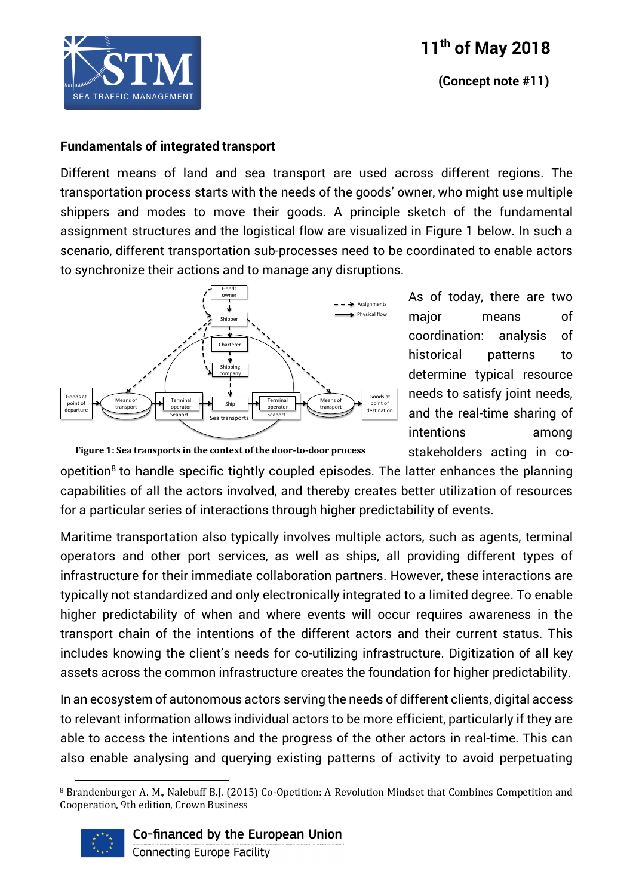## Fundamentals of integrated transport

Different means of land and sea transport are used across different regions. The transportation process starts with the needs of the goods' owner, who might use multiple shippers and modes to move their goods. A principle sketch of the fundamental assignment structures and the logistical flow are visualized in Figure 1 below. In such a scenario, different transportation sub-processes need to be coordinated to enable actors to synchronize their actions and to manage any disruptions.

**Figure 1: Sea transports in the context of the door-to-door process**

As of today, there are two major means of coordination: analysis of historical patterns to determine typical resource needs to satisfy joint needs, and the real-time sharing of intentions among stakeholders acting in co-opetition[8] to handle specific tightly coupled episodes. The latter enhances the planning capabilities of all the actors involved, and thereby creates better utilization of resources for a particular series of interactions through higher predictability of events.

Maritime transportation also typically involves multiple actors, such as agents, terminal operators and other port services, as well as ships, all providing different types of infrastructure for their immediate collaboration partners. However, these interactions are typically not standardized and only electronically integrated to a limited degree. To enable higher predictability of when and where events will occur requires awareness in the transport chain of the intentions of the different actors and their current status. This includes knowing the client's needs for co-utilizing infrastructure. Digitization of all key assets across the common infrastructure creates the foundation for higher predictability.

In an ecosystem of autonomous actors serving the needs of different clients, digital access to relevant information allows individual actors to be more efficient, particularly if they are able to access the intentions and the progress of the other actors in real-time. This can also enable analysing and querying existing patterns of activity to avoid perpetuating

[8] Brandenburger A. M., Nalebuff B.J. (2015) Co-Opetition: A Revolution Mindset that Combines Competition and Cooperation, 9th edition, Crown Business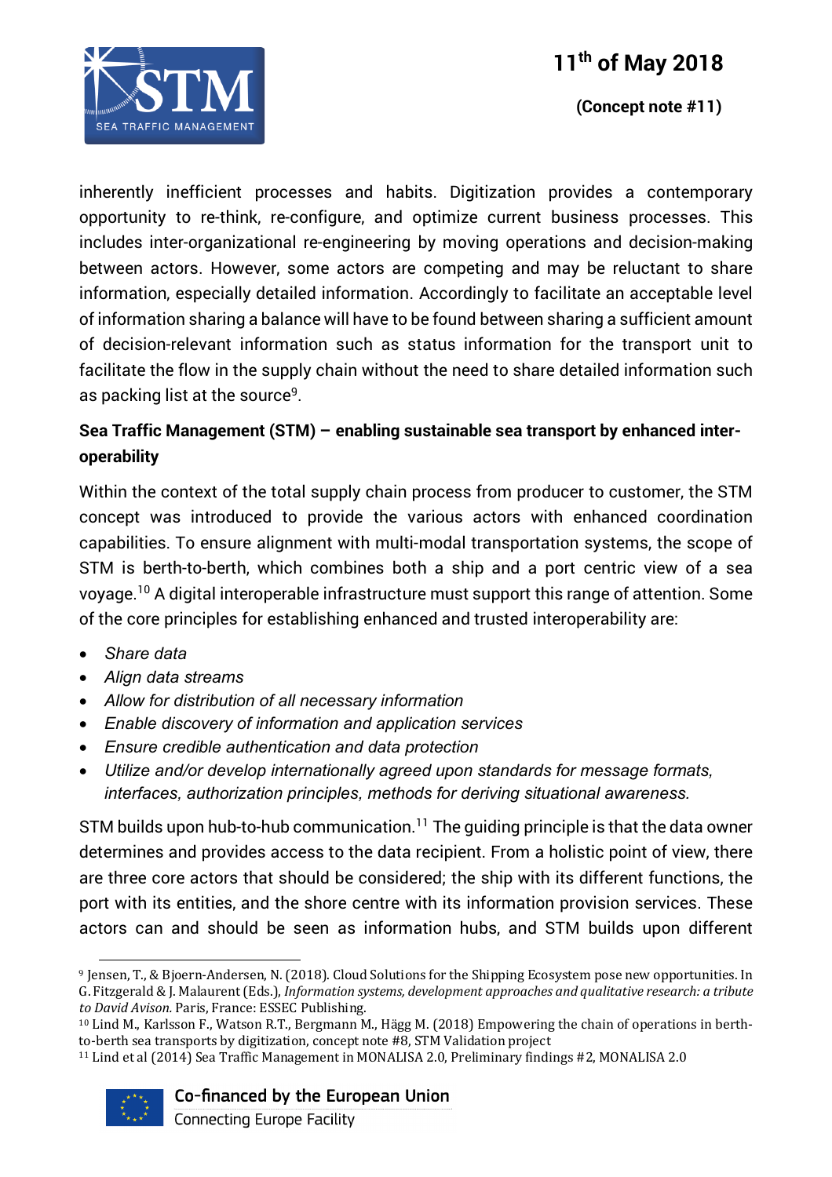inherently inefficient processes and habits. Digitization provides a contemporary opportunity to re-think, re-configure, and optimize current business processes. This includes inter-organizational re-engineering by moving operations and decision-making between actors. However, some actors are competing and may be reluctant to share information, especially detailed information. Accordingly to facilitate an acceptable level of information sharing a balance will have to be found between sharing a sufficient amount of decision-relevant information such as status information for the transport unit to facilitate the flow in the supply chain without the need to share detailed information such as packing list at the source[9].

**Sea Traffic Management (STM) – enabling sustainable sea transport by enhanced inter-operability**

Within the context of the total supply chain process from producer to customer, the STM concept was introduced to provide the various actors with enhanced coordination capabilities. To ensure alignment with multi-modal transportation systems, the scope of STM is berth-to-berth, which combines both a ship and a port centric view of a sea voyage.[10] A digital interoperable infrastructure must support this range of attention. Some of the core principles for establishing enhanced and trusted interoperability are:

- *Share data*
- *Align data streams*
- *Allow for distribution of all necessary information*
- *Enable discovery of information and application services*
- *Ensure credible authentication and data protection*
- *Utilize and/or develop internationally agreed upon standards for message formats, interfaces, authorization principles, methods for deriving situational awareness.*

STM builds upon hub-to-hub communication.[11] The guiding principle is that the data owner determines and provides access to the data recipient. From a holistic point of view, there are three core actors that should be considered; the ship with its different functions, the port with its entities, and the shore centre with its information provision services. These actors can and should be seen as information hubs, and STM builds upon different

---

[9] Jensen, T., & Bjoern-Andersen, N. (2018). Cloud Solutions for the Shipping Ecosystem pose new opportunities. In G. Fitzgerald & J. Malaurent (Eds.), *Information systems, development approaches and qualitative research: a tribute to David Avison.* Paris, France: ESSEC Publishing.

[10] Lind M., Karlsson F., Watson R.T., Bergmann M., Hägg M. (2018) Empowering the chain of operations in berth-to-berth sea transports by digitization, concept note #8, STM Validation project

[11] Lind et al (2014) Sea Traffic Management in MONALISA 2.0, Preliminary findings #2, MONALISA 2.0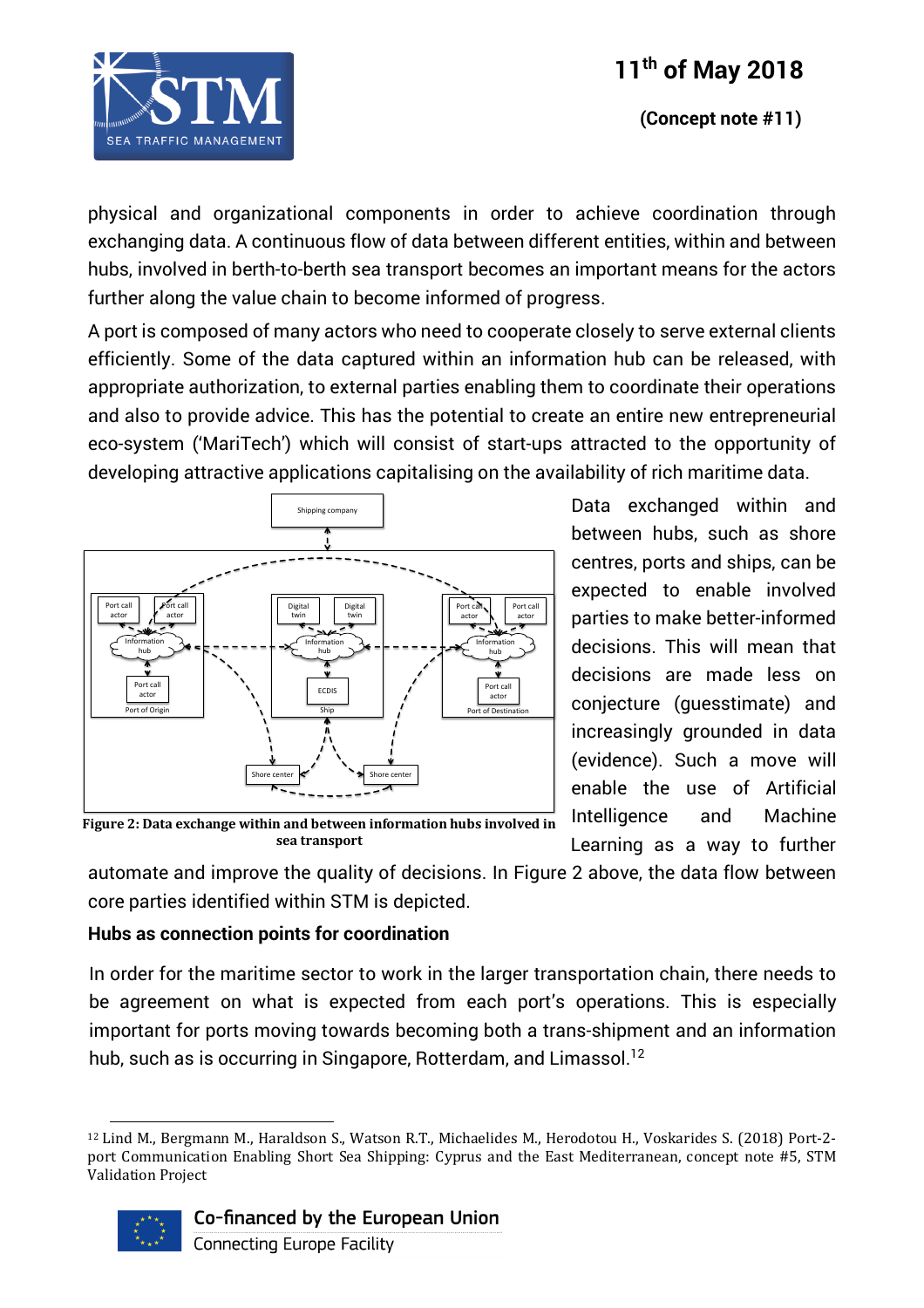physical and organizational components in order to achieve coordination through exchanging data. A continuous flow of data between different entities, within and between hubs, involved in berth-to-berth sea transport becomes an important means for the actors further along the value chain to become informed of progress.

A port is composed of many actors who need to cooperate closely to serve external clients efficiently. Some of the data captured within an information hub can be released, with appropriate authorization, to external parties enabling them to coordinate their operations and also to provide advice. This has the potential to create an entire new entrepreneurial eco-system ('MariTech') which will consist of start-ups attracted to the opportunity of developing attractive applications capitalising on the availability of rich maritime data.

Figure 2: Data exchange within and between information hubs involved in sea transport

Data exchanged within and between hubs, such as shore centres, ports and ships, can be expected to enable involved parties to make better-informed decisions. This will mean that decisions are made less on conjecture (guesstimate) and increasingly grounded in data (evidence). Such a move will enable the use of Artificial Intelligence and Machine Learning as a way to further automate and improve the quality of decisions. In Figure 2 above, the data flow between core parties identified within STM is depicted.

**Hubs as connection points for coordination**

In order for the maritime sector to work in the larger transportation chain, there needs to be agreement on what is expected from each port's operations. This is especially important for ports moving towards becoming both a trans-shipment and an information hub, such as is occurring in Singapore, Rotterdam, and Limassol.[12]

[12] Lind M., Bergmann M., Haraldson S., Watson R.T., Michaelides M., Herodotou H., Voskarides S. (2018) Port-2-port Communication Enabling Short Sea Shipping: Cyprus and the East Mediterranean, concept note #5, STM Validation Project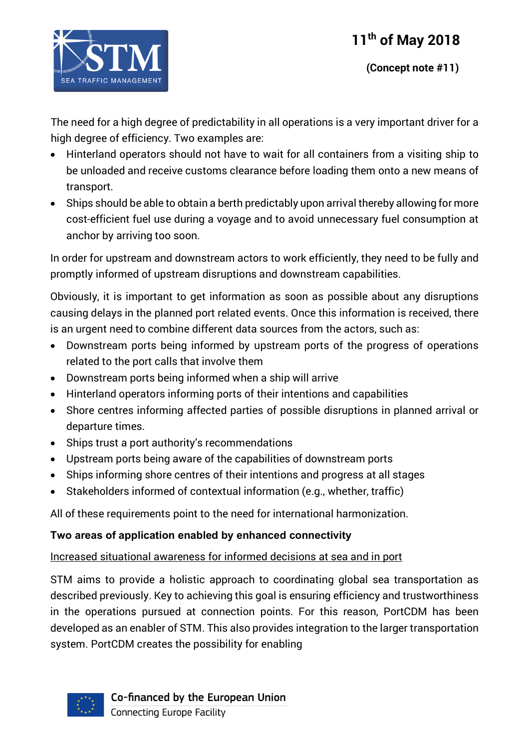The need for a high degree of predictability in all operations is a very important driver for a high degree of efficiency. Two examples are:

- Hinterland operators should not have to wait for all containers from a visiting ship to be unloaded and receive customs clearance before loading them onto a new means of transport.
- Ships should be able to obtain a berth predictably upon arrival thereby allowing for more cost-efficient fuel use during a voyage and to avoid unnecessary fuel consumption at anchor by arriving too soon.

In order for upstream and downstream actors to work efficiently, they need to be fully and promptly informed of upstream disruptions and downstream capabilities.

Obviously, it is important to get information as soon as possible about any disruptions causing delays in the planned port related events. Once this information is received, there is an urgent need to combine different data sources from the actors, such as:

- Downstream ports being informed by upstream ports of the progress of operations related to the port calls that involve them
- Downstream ports being informed when a ship will arrive
- Hinterland operators informing ports of their intentions and capabilities
- Shore centres informing affected parties of possible disruptions in planned arrival or departure times.
- Ships trust a port authority's recommendations
- Upstream ports being aware of the capabilities of downstream ports
- Ships informing shore centres of their intentions and progress at all stages
- Stakeholders informed of contextual information (e.g., whether, traffic)

All of these requirements point to the need for international harmonization.

**Two areas of application enabled by enhanced connectivity**

<u>Increased situational awareness for informed decisions at sea and in port</u>

STM aims to provide a holistic approach to coordinating global sea transportation as described previously. Key to achieving this goal is ensuring efficiency and trustworthiness in the operations pursued at connection points. For this reason, PortCDM has been developed as an enabler of STM. This also provides integration to the larger transportation system. PortCDM creates the possibility for enabling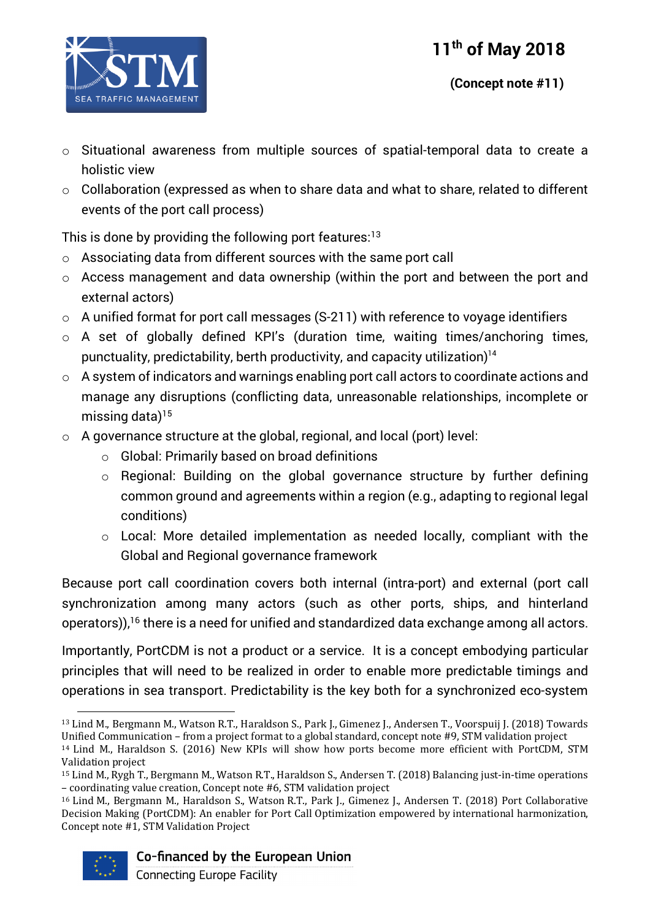- Situational awareness from multiple sources of spatial-temporal data to create a holistic view
- Collaboration (expressed as when to share data and what to share, related to different events of the port call process)

This is done by providing the following port features:[13]

- Associating data from different sources with the same port call
- Access management and data ownership (within the port and between the port and external actors)
- A unified format for port call messages (S-211) with reference to voyage identifiers
- A set of globally defined KPI's (duration time, waiting times/anchoring times, punctuality, predictability, berth productivity, and capacity utilization)[14]
- A system of indicators and warnings enabling port call actors to coordinate actions and manage any disruptions (conflicting data, unreasonable relationships, incomplete or missing data)[15]
- A governance structure at the global, regional, and local (port) level:
  - Global: Primarily based on broad definitions
  - Regional: Building on the global governance structure by further defining common ground and agreements within a region (e.g., adapting to regional legal conditions)
  - Local: More detailed implementation as needed locally, compliant with the Global and Regional governance framework

Because port call coordination covers both internal (intra-port) and external (port call synchronization among many actors (such as other ports, ships, and hinterland operators)),[16] there is a need for unified and standardized data exchange among all actors.

Importantly, PortCDM is not a product or a service. It is a concept embodying particular principles that will need to be realized in order to enable more predictable timings and operations in sea transport. Predictability is the key both for a synchronized eco-system

---

[13] Lind M., Bergmann M., Watson R.T., Haraldson S., Park J., Gimenez J., Andersen T., Voorspuij J. (2018) Towards Unified Communication – from a project format to a global standard, concept note #9, STM validation project

[14] Lind M., Haraldson S. (2016) New KPIs will show how ports become more efficient with PortCDM, STM Validation project

[15] Lind M., Rygh T., Bergmann M., Watson R.T., Haraldson S., Andersen T. (2018) Balancing just-in-time operations – coordinating value creation, Concept note #6, STM validation project

[16] Lind M., Bergmann M., Haraldson S., Watson R.T., Park J., Gimenez J., Andersen T. (2018) Port Collaborative Decision Making (PortCDM): An enabler for Port Call Optimization empowered by international harmonization, Concept note #1, STM Validation Project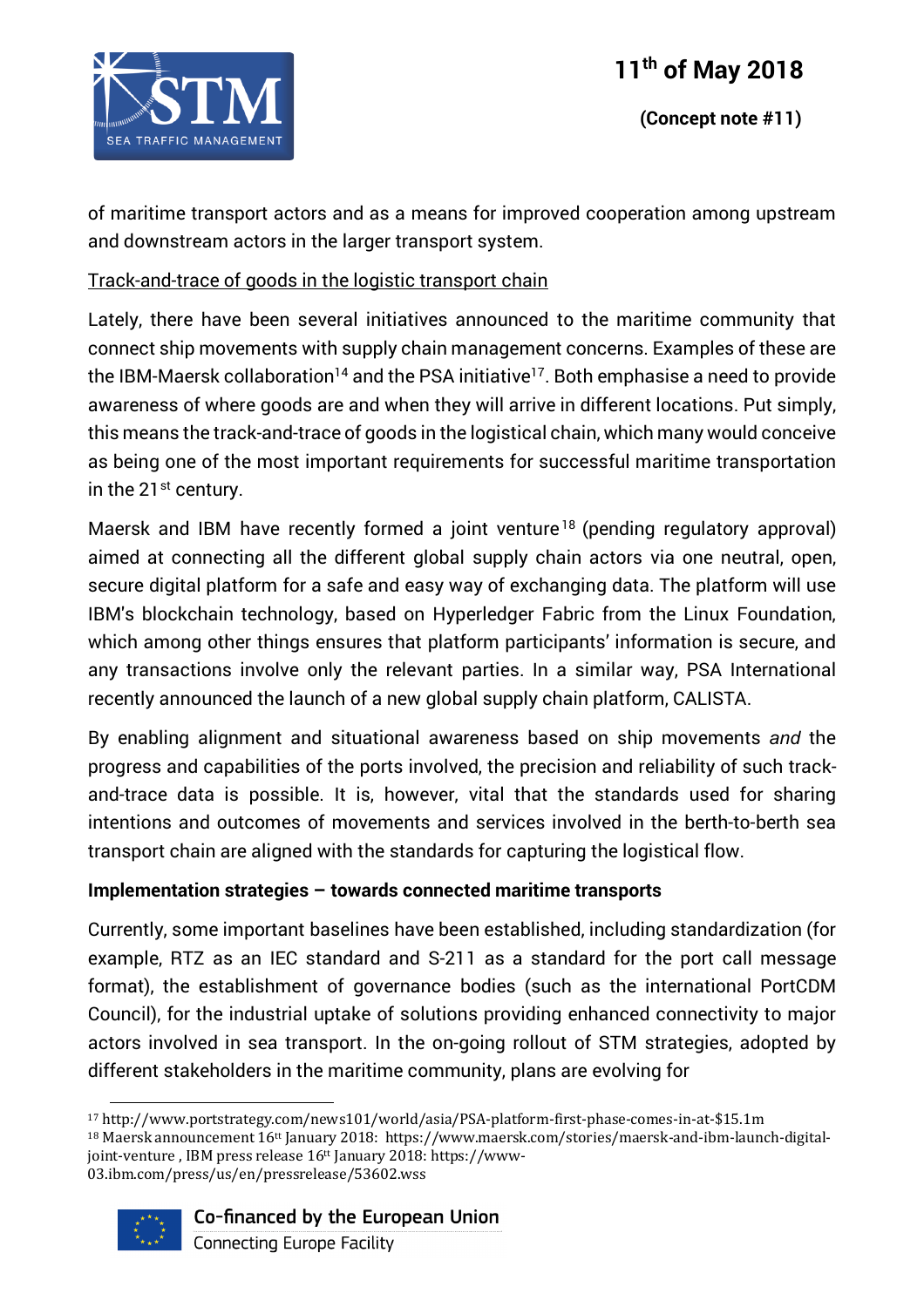of maritime transport actors and as a means for improved cooperation among upstream and downstream actors in the larger transport system.

Track-and-trace of goods in the logistic transport chain

Lately, there have been several initiatives announced to the maritime community that connect ship movements with supply chain management concerns. Examples of these are the IBM-Maersk collaboration[14] and the PSA initiative[17]. Both emphasise a need to provide awareness of where goods are and when they will arrive in different locations. Put simply, this means the track-and-trace of goods in the logistical chain, which many would conceive as being one of the most important requirements for successful maritime transportation in the 21st century.

Maersk and IBM have recently formed a joint venture[18] (pending regulatory approval) aimed at connecting all the different global supply chain actors via one neutral, open, secure digital platform for a safe and easy way of exchanging data. The platform will use IBM's blockchain technology, based on Hyperledger Fabric from the Linux Foundation, which among other things ensures that platform participants' information is secure, and any transactions involve only the relevant parties. In a similar way, PSA International recently announced the launch of a new global supply chain platform, CALISTA.

By enabling alignment and situational awareness based on ship movements *and* the progress and capabilities of the ports involved, the precision and reliability of such track-and-trace data is possible. It is, however, vital that the standards used for sharing intentions and outcomes of movements and services involved in the berth-to-berth sea transport chain are aligned with the standards for capturing the logistical flow.

**Implementation strategies – towards connected maritime transports**

Currently, some important baselines have been established, including standardization (for example, RTZ as an IEC standard and S-211 as a standard for the port call message format), the establishment of governance bodies (such as the international PortCDM Council), for the industrial uptake of solutions providing enhanced connectivity to major actors involved in sea transport. In the on-going rollout of STM strategies, adopted by different stakeholders in the maritime community, plans are evolving for

---

[17] http://www.portstrategy.com/news101/world/asia/PSA-platform-first-phase-comes-in-at-$15.1m

[18] Maersk announcement 16th January 2018: https://www.maersk.com/stories/maersk-and-ibm-launch-digital-joint-venture , IBM press release 16th January 2018: https://www-03.ibm.com/press/us/en/pressrelease/53602.wss

Co-financed by the European Union
Connecting Europe Facility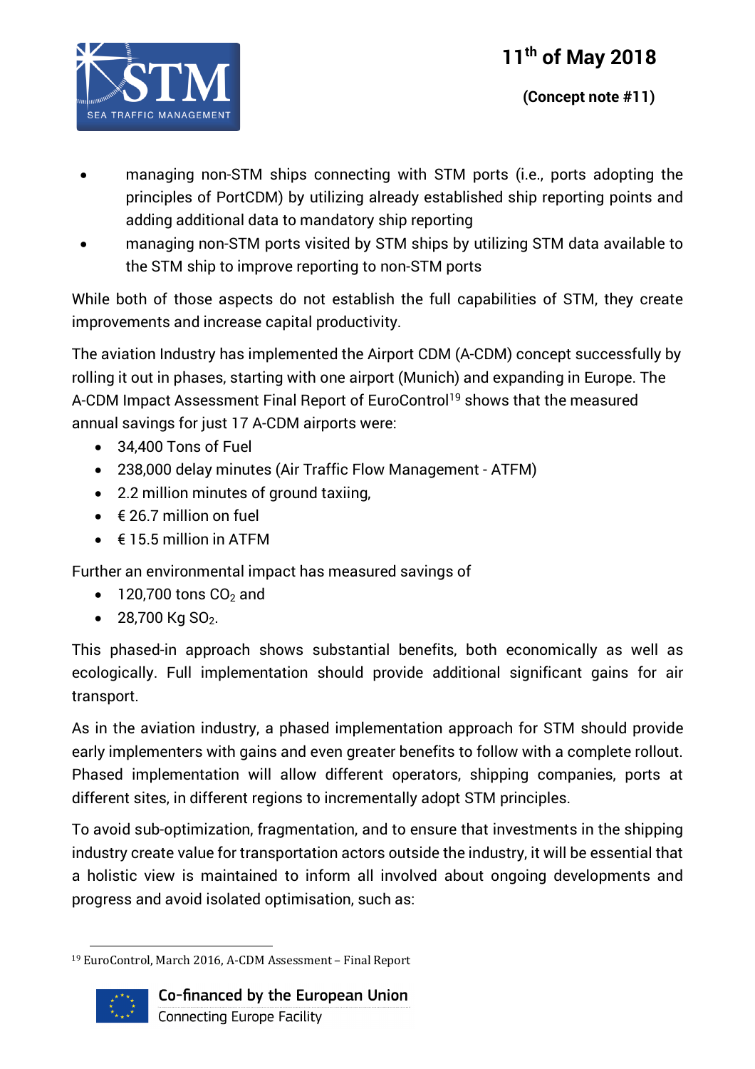- managing non-STM ships connecting with STM ports (i.e., ports adopting the principles of PortCDM) by utilizing already established ship reporting points and adding additional data to mandatory ship reporting
- managing non-STM ports visited by STM ships by utilizing STM data available to the STM ship to improve reporting to non-STM ports

While both of those aspects do not establish the full capabilities of STM, they create improvements and increase capital productivity.

The aviation Industry has implemented the Airport CDM (A-CDM) concept successfully by rolling it out in phases, starting with one airport (Munich) and expanding in Europe. The A-CDM Impact Assessment Final Report of EuroControl[19] shows that the measured annual savings for just 17 A-CDM airports were:

- 34,400 Tons of Fuel
- 238,000 delay minutes (Air Traffic Flow Management - ATFM)
- 2.2 million minutes of ground taxiing,
- € 26.7 million on fuel
- € 15.5 million in ATFM

Further an environmental impact has measured savings of

- 120,700 tons $CO_2$ and
- 28,700 Kg $SO_2$.

This phased-in approach shows substantial benefits, both economically as well as ecologically. Full implementation should provide additional significant gains for air transport.

As in the aviation industry, a phased implementation approach for STM should provide early implementers with gains and even greater benefits to follow with a complete rollout. Phased implementation will allow different operators, shipping companies, ports at different sites, in different regions to incrementally adopt STM principles.

To avoid sub-optimization, fragmentation, and to ensure that investments in the shipping industry create value for transportation actors outside the industry, it will be essential that a holistic view is maintained to inform all involved about ongoing developments and progress and avoid isolated optimisation, such as:

[19] EuroControl, March 2016, A-CDM Assessment – Final Report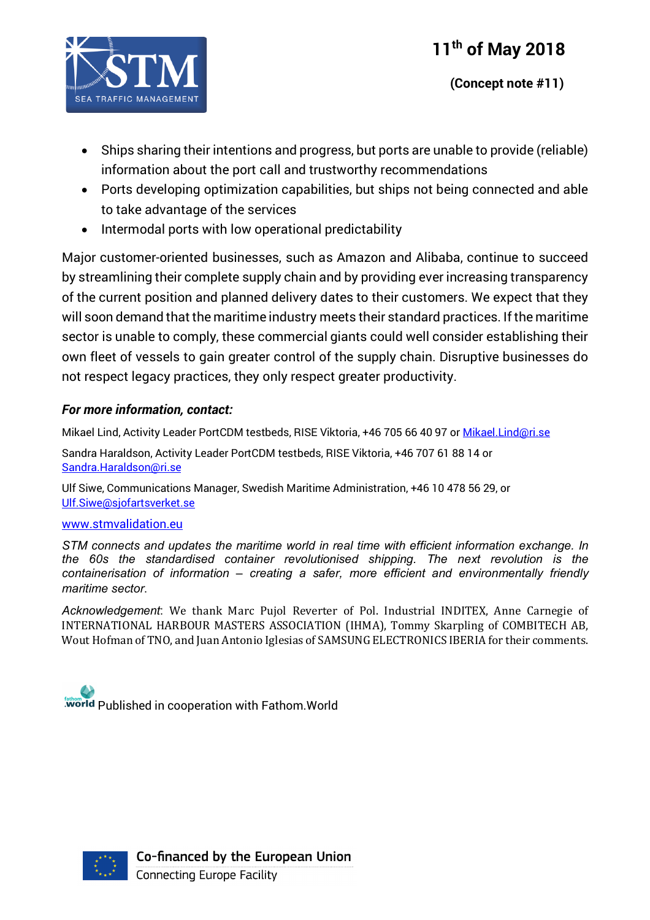- Ships sharing their intentions and progress, but ports are unable to provide (reliable) information about the port call and trustworthy recommendations
- Ports developing optimization capabilities, but ships not being connected and able to take advantage of the services
- Intermodal ports with low operational predictability

Major customer-oriented businesses, such as Amazon and Alibaba, continue to succeed by streamlining their complete supply chain and by providing ever increasing transparency of the current position and planned delivery dates to their customers. We expect that they will soon demand that the maritime industry meets their standard practices. If the maritime sector is unable to comply, these commercial giants could well consider establishing their own fleet of vessels to gain greater control of the supply chain. Disruptive businesses do not respect legacy practices, they only respect greater productivity.

***For more information, contact:***

Mikael Lind, Activity Leader PortCDM testbeds, RISE Viktoria, +46 705 66 40 97 or Mikael.Lind@ri.se

Sandra Haraldson, Activity Leader PortCDM testbeds, RISE Viktoria, +46 707 61 88 14 or Sandra.Haraldson@ri.se

Ulf Siwe, Communications Manager, Swedish Maritime Administration, +46 10 478 56 29, or Ulf.Siwe@sjofartsverket.se

www.stmvalidation.eu

*STM connects and updates the maritime world in real time with efficient information exchange. In the 60s the standardised container revolutionised shipping. The next revolution is the containerisation of information – creating a safer, more efficient and environmentally friendly maritime sector.*

*Acknowledgement*: We thank Marc Pujol Reverter of Pol. Industrial INDITEX, Anne Carnegie of INTERNATIONAL HARBOUR MASTERS ASSOCIATION (IHMA), Tommy Skarpling of COMBITECH AB, Wout Hofman of TNO, and Juan Antonio Iglesias of SAMSUNG ELECTRONICS IBERIA for their comments.

Published in cooperation with Fathom.World

Co-financed by the European Union
Connecting Europe Facility